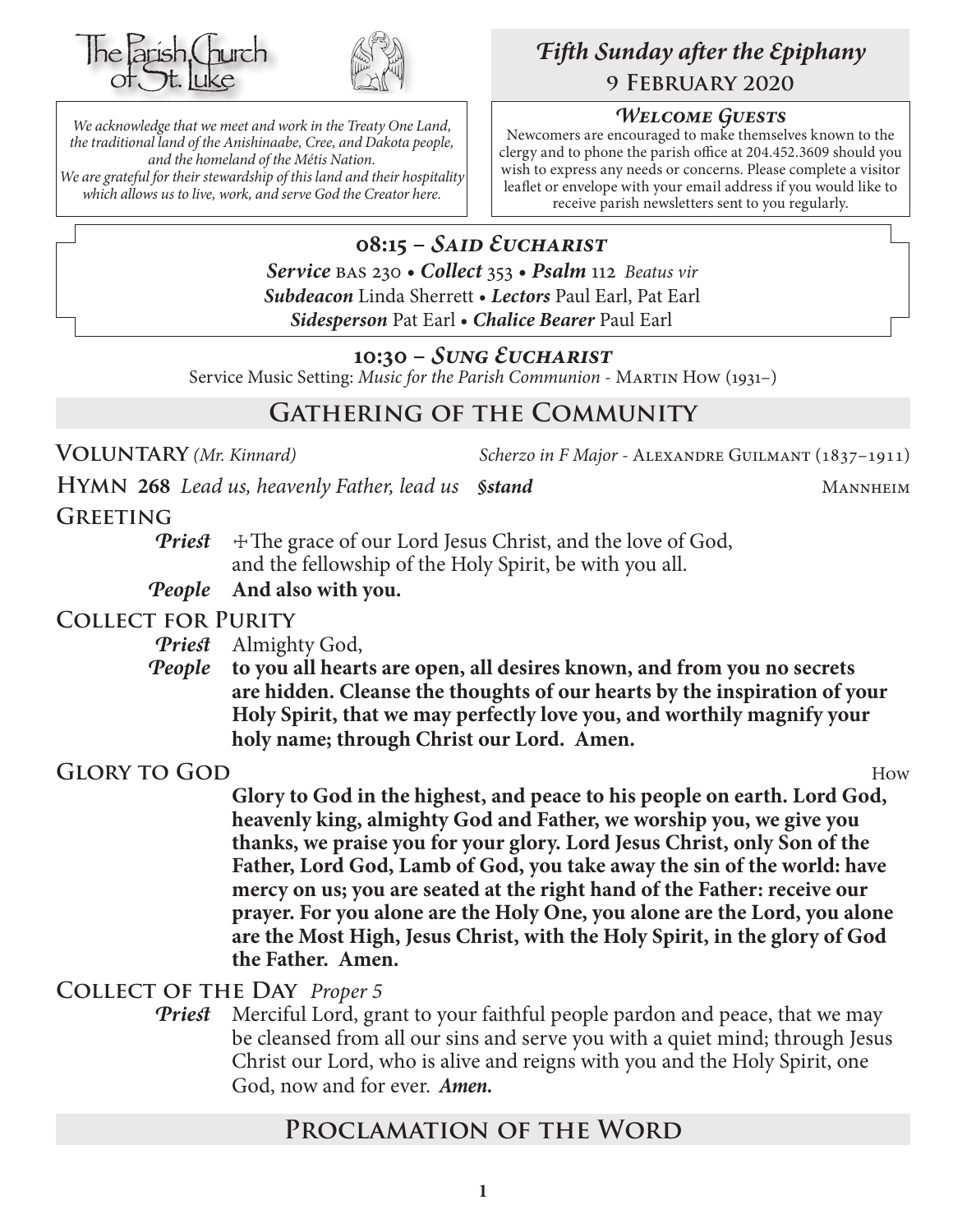The Parish Church of St. Luke

*We acknowledge that we meet and work in the Treaty One Land, the traditional land of the Anishinaabe, Cree, and Dakota people, and the homeland of the Métis Nation. We are grateful for their stewardship of this land and their hospitality which allows us to live, work, and serve God the Creator here.*

# *Fifth Sunday after the Epiphany*

**9 February 2020**

### *Welcome Guests*

Newcomers are encouraged to make themselves known to the clergy and to phone the parish office at 204.452.3609 should you wish to express any needs or concerns. Please complete a visitor leaflet or envelope with your email address if you would like to receive parish newsletters sent to you regularly.

## 08:15 – *Said Eucharist*

***Service*** BAS 230 • ***Collect*** 353 • ***Psalm*** 112 *Beatus vir*
***Subdeacon*** Linda Sherrett • ***Lectors*** Paul Earl, Pat Earl
***Sidesperson*** Pat Earl • ***Chalice Bearer*** Paul Earl

## 10:30 – *Sung Eucharist*

Service Music Setting: *Music for the Parish Communion* - Martin How (1931–)

## Gathering of the Community

**Voluntary** *(Mr. Kinnard)* *Scherzo in F Major* - Alexandre Guilmant (1837–1911)

**Hymn 268** *Lead us, heavenly Father, lead us* ***§stand*** Mannheim

**Greeting**

*Priest* ☩The grace of our Lord Jesus Christ, and the love of God, and the fellowship of the Holy Spirit, be with you all.

*People* **And also with you.**

**Collect for Purity**

*Priest* Almighty God,

*People* **to you all hearts are open, all desires known, and from you no secrets are hidden. Cleanse the thoughts of our hearts by the inspiration of your Holy Spirit, that we may perfectly love you, and worthily magnify your holy name; through Christ our Lord. Amen.**

**Glory to God** How

**Glory to God in the highest, and peace to his people on earth. Lord God, heavenly king, almighty God and Father, we worship you, we give you thanks, we praise you for your glory. Lord Jesus Christ, only Son of the Father, Lord God, Lamb of God, you take away the sin of the world: have mercy on us; you are seated at the right hand of the Father: receive our prayer. For you alone are the Holy One, you alone are the Lord, you alone are the Most High, Jesus Christ, with the Holy Spirit, in the glory of God the Father. Amen.**

**Collect of the Day** *Proper 5*

*Priest* Merciful Lord, grant to your faithful people pardon and peace, that we may be cleansed from all our sins and serve you with a quiet mind; through Jesus Christ our Lord, who is alive and reigns with you and the Holy Spirit, one God, now and for ever. ***Amen.***

## Proclamation of the Word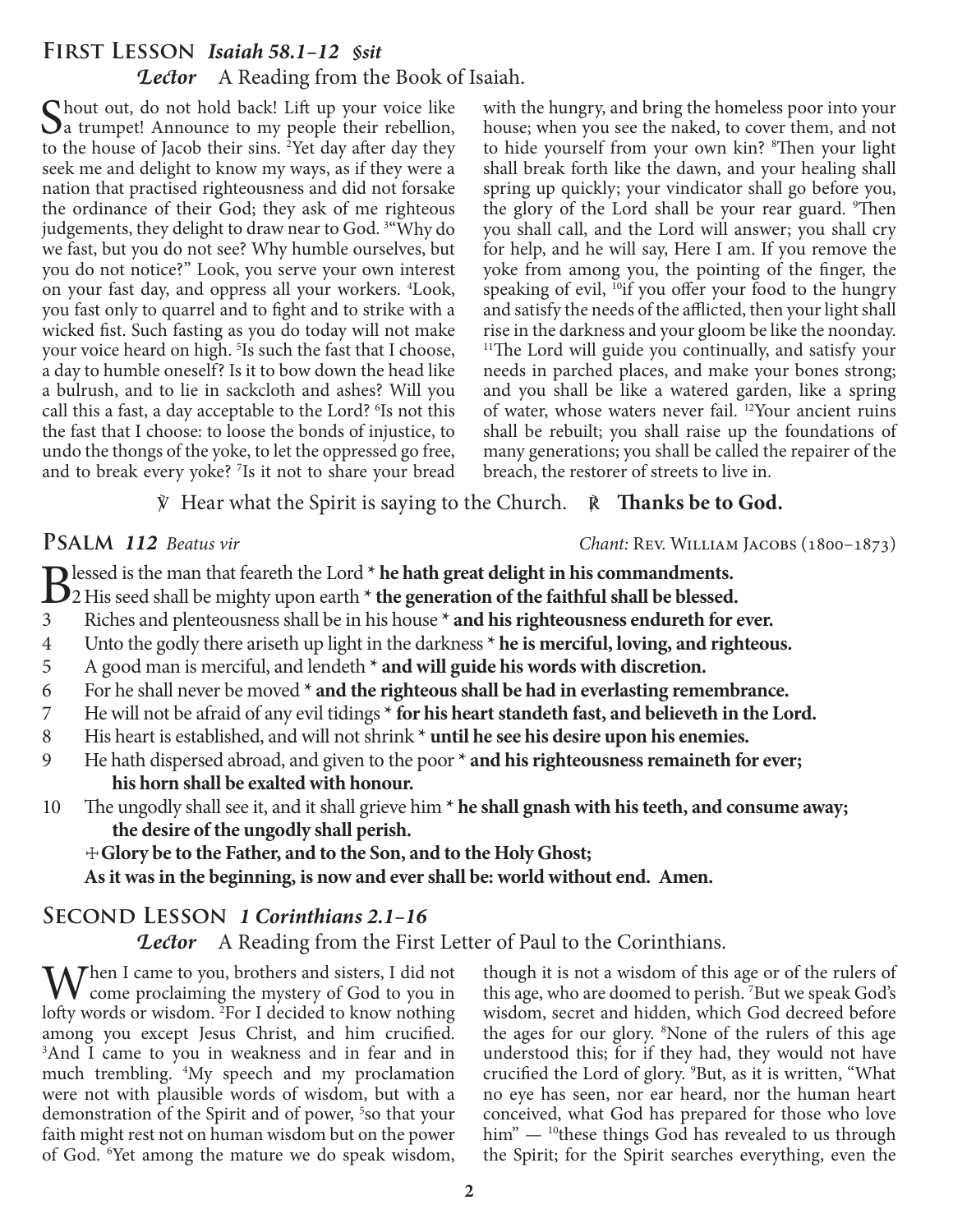## First Lesson *Isaiah 58.1–12 §sit*

***Lector*** A Reading from the Book of Isaiah.

Shout out, do not hold back! Lift up your voice like a trumpet! Announce to my people their rebellion, to the house of Jacob their sins. [2]Yet day after day they seek me and delight to know my ways, as if they were a nation that practised righteousness and did not forsake the ordinance of their God; they ask of me righteous judgements, they delight to draw near to God. [3]"Why do we fast, but you do not see? Why humble ourselves, but you do not notice?" Look, you serve your own interest on your fast day, and oppress all your workers. [4]Look, you fast only to quarrel and to fight and to strike with a wicked fist. Such fasting as you do today will not make your voice heard on high. [5]Is such the fast that I choose, a day to humble oneself? Is it to bow down the head like a bulrush, and to lie in sackcloth and ashes? Will you call this a fast, a day acceptable to the Lord? [6]Is not this the fast that I choose: to loose the bonds of injustice, to undo the thongs of the yoke, to let the oppressed go free, and to break every yoke? [7]Is it not to share your bread with the hungry, and bring the homeless poor into your house; when you see the naked, to cover them, and not to hide yourself from your own kin? [8]Then your light shall break forth like the dawn, and your healing shall spring up quickly; your vindicator shall go before you, the glory of the Lord shall be your rear guard. [9]Then you shall call, and the Lord will answer; you shall cry for help, and he will say, Here I am. If you remove the yoke from among you, the pointing of the finger, the speaking of evil, [10]if you offer your food to the hungry and satisfy the needs of the afflicted, then your light shall rise in the darkness and your gloom be like the noonday. [11]The Lord will guide you continually, and satisfy your needs in parched places, and make your bones strong; and you shall be like a watered garden, like a spring of water, whose waters never fail. [12]Your ancient ruins shall be rebuilt; you shall raise up the foundations of many generations; you shall be called the repairer of the breach, the restorer of streets to live in.

℣ Hear what the Spirit is saying to the Church. ℟ **Thanks be to God.**

## Psalm *112 Beatus vir*

*Chant:* Rev. William Jacobs (1800–1873)

Blessed is the man that feareth the Lord * **he hath great delight in his commandments.**

2 His seed shall be mighty upon earth * **the generation of the faithful shall be blessed.**

3 Riches and plenteousness shall be in his house * **and his righteousness endureth for ever.**

4 Unto the godly there ariseth up light in the darkness * **he is merciful, loving, and righteous.**

5 A good man is merciful, and lendeth * **and will guide his words with discretion.**

6 For he shall never be moved * **and the righteous shall be had in everlasting remembrance.**

7 He will not be afraid of any evil tidings * **for his heart standeth fast, and believeth in the Lord.**

8 His heart is established, and will not shrink * **until he see his desire upon his enemies.**

9 He hath dispersed abroad, and given to the poor * **and his righteousness remaineth for ever; his horn shall be exalted with honour.**

10 The ungodly shall see it, and it shall grieve him * **he shall gnash with his teeth, and consume away; the desire of the ungodly shall perish.**

✠ **Glory be to the Father, and to the Son, and to the Holy Ghost;**
**As it was in the beginning, is now and ever shall be: world without end. Amen.**

## Second Lesson *1 Corinthians 2.1–16*

***Lector*** A Reading from the First Letter of Paul to the Corinthians.

When I came to you, brothers and sisters, I did not come proclaiming the mystery of God to you in lofty words or wisdom. [2]For I decided to know nothing among you except Jesus Christ, and him crucified. [3]And I came to you in weakness and in fear and in much trembling. [4]My speech and my proclamation were not with plausible words of wisdom, but with a demonstration of the Spirit and of power, [5]so that your faith might rest not on human wisdom but on the power of God. [6]Yet among the mature we do speak wisdom, though it is not a wisdom of this age or of the rulers of this age, who are doomed to perish. [7]But we speak God's wisdom, secret and hidden, which God decreed before the ages for our glory. [8]None of the rulers of this age understood this; for if they had, they would not have crucified the Lord of glory. [9]But, as it is written, "What no eye has seen, nor ear heard, nor the human heart conceived, what God has prepared for those who love him" — [10]these things God has revealed to us through the Spirit; for the Spirit searches everything, even the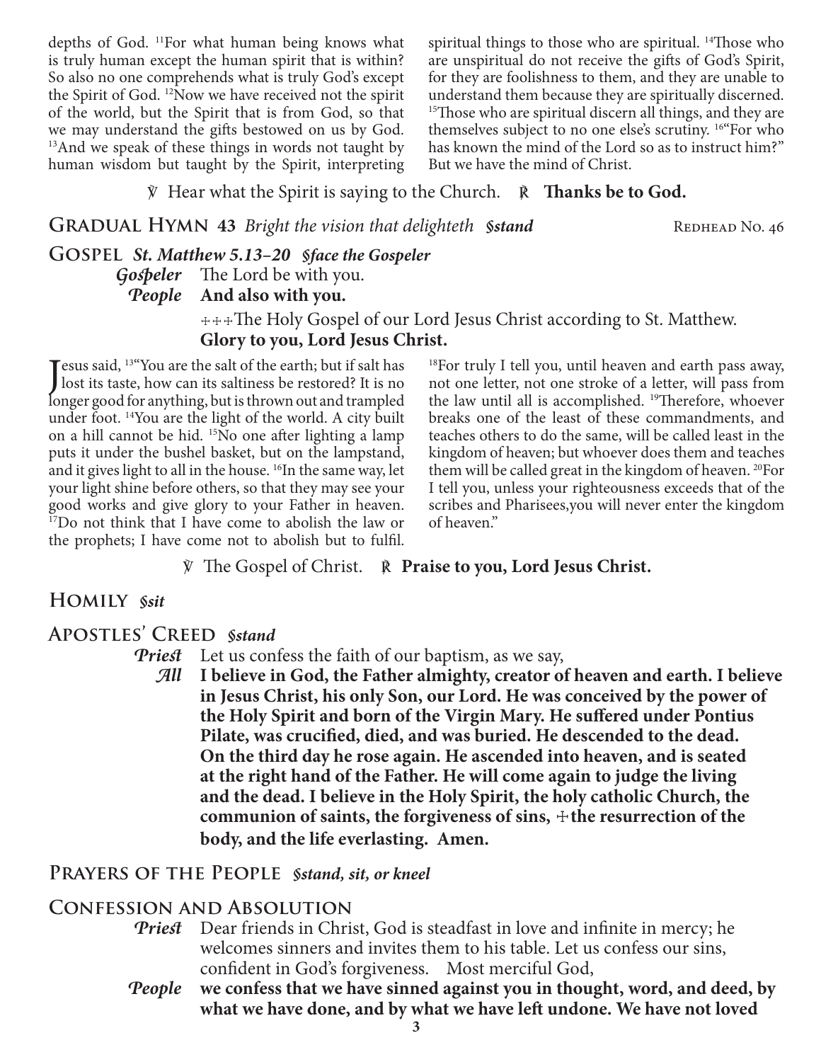depths of God. [11]For what human being knows what is truly human except the human spirit that is within? So also no one comprehends what is truly God's except the Spirit of God. [12]Now we have received not the spirit of the world, but the Spirit that is from God, so that we may understand the gifts bestowed on us by God. [13]And we speak of these things in words not taught by human wisdom but taught by the Spirit, interpreting spiritual things to those who are spiritual. [14]Those who are unspiritual do not receive the gifts of God's Spirit, for they are foolishness to them, and they are unable to understand them because they are spiritually discerned. [15]Those who are spiritual discern all things, and they are themselves subject to no one else's scrutiny. [16]"For who has known the mind of the Lord so as to instruct him?" But we have the mind of Christ.

℣ Hear what the Spirit is saying to the Church. ℟ **Thanks be to God.**

## Gradual Hymn 43 *Bright the vision that delighteth* *§stand* Redhead No. 46

## Gospel *St. Matthew 5.13–20* *§face the Gospeler*

***Gospeler*** The Lord be with you.

***People*** **And also with you.**

✠✠✠The Holy Gospel of our Lord Jesus Christ according to St. Matthew.
**Glory to you, Lord Jesus Christ.**

Jesus said, [13]"You are the salt of the earth; but if salt has lost its taste, how can its saltiness be restored? It is no longer good for anything, but is thrown out and trampled under foot. [14]You are the light of the world. A city built on a hill cannot be hid. [15]No one after lighting a lamp puts it under the bushel basket, but on the lampstand, and it gives light to all in the house. [16]In the same way, let your light shine before others, so that they may see your good works and give glory to your Father in heaven. [17]Do not think that I have come to abolish the law or the prophets; I have come not to abolish but to fulfil. [18]For truly I tell you, until heaven and earth pass away, not one letter, not one stroke of a letter, will pass from the law until all is accomplished. [19]Therefore, whoever breaks one of the least of these commandments, and teaches others to do the same, will be called least in the kingdom of heaven; but whoever does them and teaches them will be called great in the kingdom of heaven. [20]For I tell you, unless your righteousness exceeds that of the scribes and Pharisees,you will never enter the kingdom of heaven."

℣ The Gospel of Christ. ℟ **Praise to you, Lord Jesus Christ.**

## Homily *§sit*

## Apostles' Creed *§stand*

***Priest*** Let us confess the faith of our baptism, as we say,

***All*** **I believe in God, the Father almighty, creator of heaven and earth. I believe in Jesus Christ, his only Son, our Lord. He was conceived by the power of the Holy Spirit and born of the Virgin Mary. He suffered under Pontius Pilate, was crucified, died, and was buried. He descended to the dead. On the third day he rose again. He ascended into heaven, and is seated at the right hand of the Father. He will come again to judge the living and the dead. I believe in the Holy Spirit, the holy catholic Church, the communion of saints, the forgiveness of sins, ✠the resurrection of the body, and the life everlasting. Amen.**

## Prayers of the People *§stand, sit, or kneel*

## Confession and Absolution

***Priest*** Dear friends in Christ, God is steadfast in love and infinite in mercy; he welcomes sinners and invites them to his table. Let us confess our sins, confident in God's forgiveness. Most merciful God,

***People*** **we confess that we have sinned against you in thought, word, and deed, by what we have done, and by what we have left undone. We have not loved**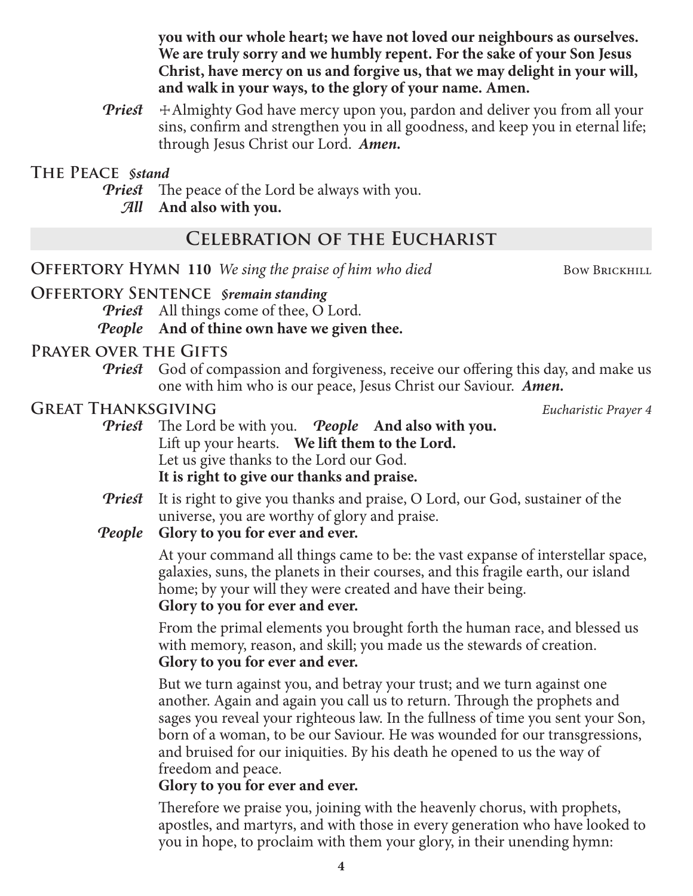**you with our whole heart; we have not loved our neighbours as ourselves. We are truly sorry and we humbly repent. For the sake of your Son Jesus Christ, have mercy on us and forgive us, that we may delight in your will, and walk in your ways, to the glory of your name. Amen.**

*Priest* ☩Almighty God have mercy upon you, pardon and deliver you from all your sins, confirm and strengthen you in all goodness, and keep you in eternal life; through Jesus Christ our Lord. ***Amen.***

### The Peace *§stand*

*Priest* The peace of the Lord be always with you.
*All* **And also with you.**

## Celebration of the Eucharist

### Offertory Hymn 110 *We sing the praise of him who died* — Bow Brickhill

### Offertory Sentence *§remain standing*

*Priest* All things come of thee, O Lord.
*People* **And of thine own have we given thee.**

### Prayer over the Gifts

*Priest* God of compassion and forgiveness, receive our offering this day, and make us one with him who is our peace, Jesus Christ our Saviour. ***Amen.***

### Great Thanksgiving — *Eucharistic Prayer 4*

*Priest* The Lord be with you. *People* **And also with you.**
Lift up your hearts. **We lift them to the Lord.**
Let us give thanks to the Lord our God.
**It is right to give our thanks and praise.**

*Priest* It is right to give you thanks and praise, O Lord, our God, sustainer of the universe, you are worthy of glory and praise.
*People* **Glory to you for ever and ever.**

At your command all things came to be: the vast expanse of interstellar space, galaxies, suns, the planets in their courses, and this fragile earth, our island home; by your will they were created and have their being.
**Glory to you for ever and ever.**

From the primal elements you brought forth the human race, and blessed us with memory, reason, and skill; you made us the stewards of creation.
**Glory to you for ever and ever.**

But we turn against you, and betray your trust; and we turn against one another. Again and again you call us to return. Through the prophets and sages you reveal your righteous law. In the fullness of time you sent your Son, born of a woman, to be our Saviour. He was wounded for our transgressions, and bruised for our iniquities. By his death he opened to us the way of freedom and peace.
**Glory to you for ever and ever.**

Therefore we praise you, joining with the heavenly chorus, with prophets, apostles, and martyrs, and with those in every generation who have looked to you in hope, to proclaim with them your glory, in their unending hymn: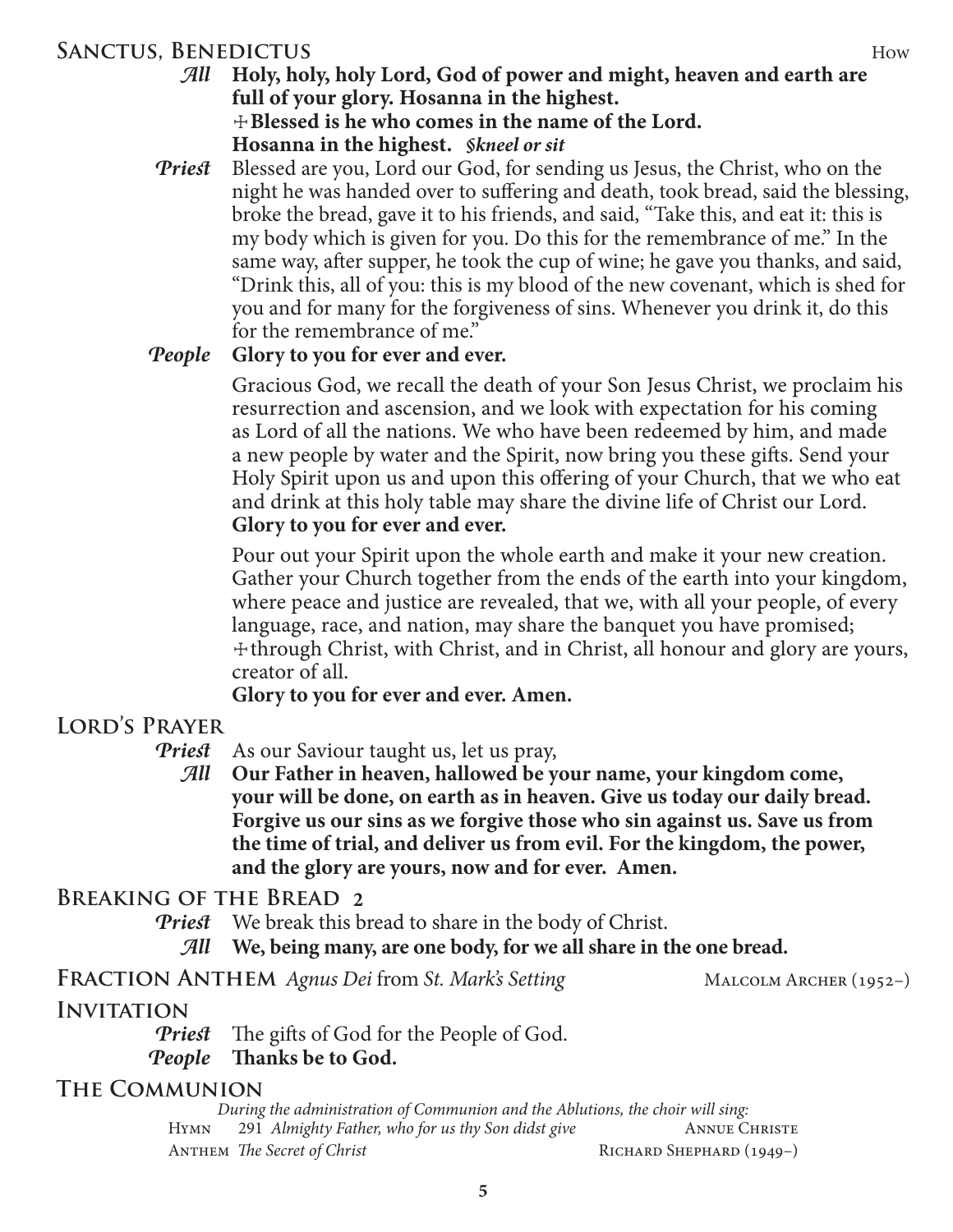## Sanctus, Benedictus
How

***All*** **Holy, holy, holy Lord, God of power and might, heaven and earth are full of your glory. Hosanna in the highest.**
**☩Blessed is he who comes in the name of the Lord.**
**Hosanna in the highest.** ***§kneel or sit***

***Priest*** Blessed are you, Lord our God, for sending us Jesus, the Christ, who on the night he was handed over to suffering and death, took bread, said the blessing, broke the bread, gave it to his friends, and said, "Take this, and eat it: this is my body which is given for you. Do this for the remembrance of me." In the same way, after supper, he took the cup of wine; he gave you thanks, and said, "Drink this, all of you: this is my blood of the new covenant, which is shed for you and for many for the forgiveness of sins. Whenever you drink it, do this for the remembrance of me."

***People*** **Glory to you for ever and ever.**

Gracious God, we recall the death of your Son Jesus Christ, we proclaim his resurrection and ascension, and we look with expectation for his coming as Lord of all the nations. We who have been redeemed by him, and made a new people by water and the Spirit, now bring you these gifts. Send your Holy Spirit upon us and upon this offering of your Church, that we who eat and drink at this holy table may share the divine life of Christ our Lord.
**Glory to you for ever and ever.**

Pour out your Spirit upon the whole earth and make it your new creation. Gather your Church together from the ends of the earth into your kingdom, where peace and justice are revealed, that we, with all your people, of every language, race, and nation, may share the banquet you have promised; ☩through Christ, with Christ, and in Christ, all honour and glory are yours, creator of all.
**Glory to you for ever and ever. Amen.**

## Lord's Prayer

***Priest*** As our Saviour taught us, let us pray,

***All*** **Our Father in heaven, hallowed be your name, your kingdom come, your will be done, on earth as in heaven. Give us today our daily bread. Forgive us our sins as we forgive those who sin against us. Save us from the time of trial, and deliver us from evil. For the kingdom, the power, and the glory are yours, now and for ever. Amen.**

## Breaking of the Bread 2

***Priest*** We break this bread to share in the body of Christ.

***All*** **We, being many, are one body, for we all share in the one bread.**

## Fraction Anthem *Agnus Dei* from *St. Mark's Setting*
Malcolm Archer (1952–)

## Invitation

***Priest*** The gifts of God for the People of God.

***People*** **Thanks be to God.**

## The Communion

*During the administration of Communion and the Ablutions, the choir will sing:*

Hymn 291 *Almighty Father, who for us thy Son didst give* — Annue Christe

Anthem *The Secret of Christ* — Richard Shephard (1949–)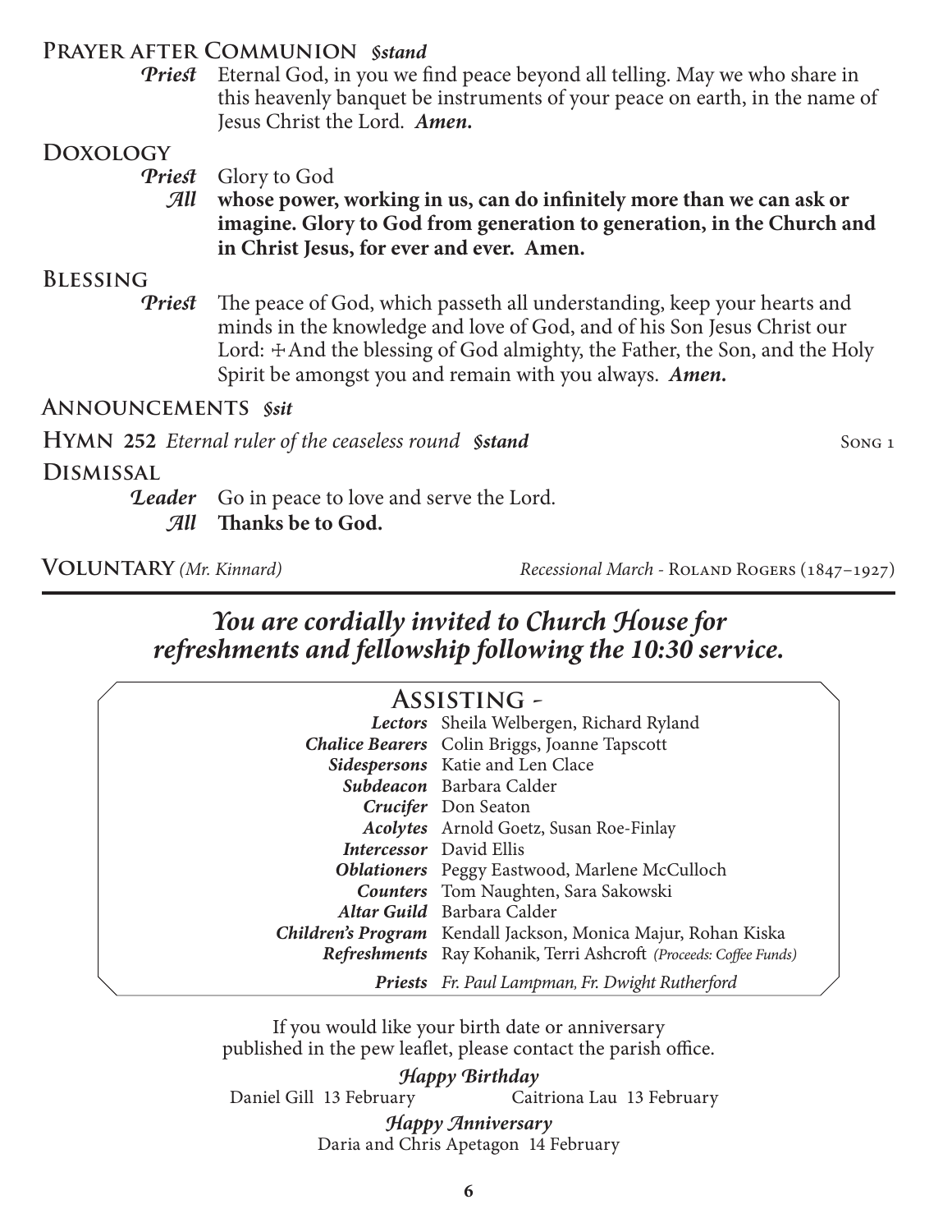**Prayer after Communion** *§stand*

*Priest* Eternal God, in you we find peace beyond all telling. May we who share in this heavenly banquet be instruments of your peace on earth, in the name of Jesus Christ the Lord. ***Amen.***

**Doxology**

*Priest* Glory to God

*All* **whose power, working in us, can do infinitely more than we can ask or imagine. Glory to God from generation to generation, in the Church and in Christ Jesus, for ever and ever. Amen.**

**Blessing**

*Priest* The peace of God, which passeth all understanding, keep your hearts and minds in the knowledge and love of God, and of his Son Jesus Christ our Lord: ✢And the blessing of God almighty, the Father, the Son, and the Holy Spirit be amongst you and remain with you always. ***Amen.***

**Announcements** *§sit*

**Hymn 252** *Eternal ruler of the ceaseless round* ***§stand*** Song 1

**Dismissal**

*Leader* Go in peace to love and serve the Lord.

*All* **Thanks be to God.**

**Voluntary** *(Mr. Kinnard)* *Recessional March* - Roland Rogers (1847–1927)

## *You are cordially invited to Church House for refreshments and fellowship following the 10:30 service.*

### Assisting -

| | |
|---|---|
| ***Lectors*** | Sheila Welbergen, Richard Ryland |
| ***Chalice Bearers*** | Colin Briggs, Joanne Tapscott |
| ***Sidespersons*** | Katie and Len Clace |
| ***Subdeacon*** | Barbara Calder |
| ***Crucifer*** | Don Seaton |
| ***Acolytes*** | Arnold Goetz, Susan Roe-Finlay |
| ***Intercessor*** | David Ellis |
| ***Oblationers*** | Peggy Eastwood, Marlene McCulloch |
| ***Counters*** | Tom Naughten, Sara Sakowski |
| ***Altar Guild*** | Barbara Calder |
| ***Children's Program*** | Kendall Jackson, Monica Majur, Rohan Kiska |
| ***Refreshments*** | Ray Kohanik, Terri Ashcroft *(Proceeds: Coffee Funds)* |
| ***Priests*** | *Fr. Paul Lampman, Fr. Dwight Rutherford* |

If you would like your birth date or anniversary published in the pew leaflet, please contact the parish office.

***Happy Birthday***

Daniel Gill 13 February Caitriona Lau 13 February

***Happy Anniversary***

Daria and Chris Apetagon 14 February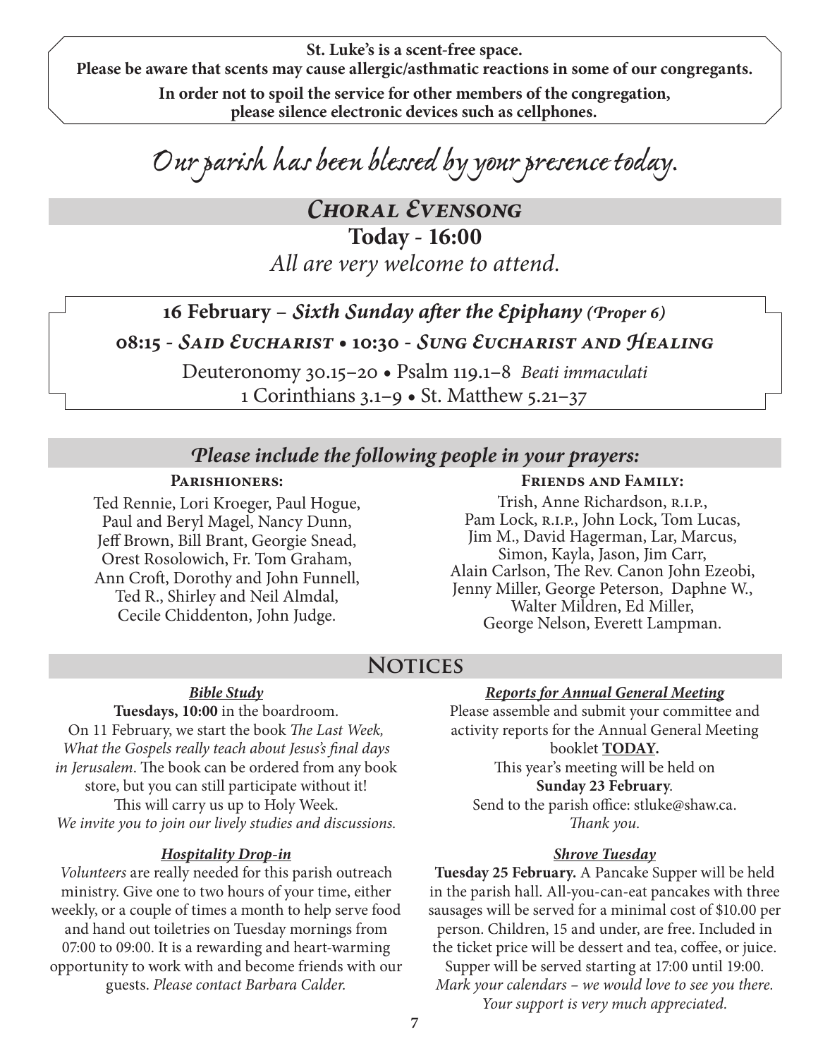**St. Luke's is a scent-free space.**
**Please be aware that scents may cause allergic/asthmatic reactions in some of our congregants.**
**In order not to spoil the service for other members of the congregation, please silence electronic devices such as cellphones.**

*Our parish has been blessed by your presence today.*

## *Choral Evensong*

**Today - 16:00**

*All are very welcome to attend.*

**16 February** – ***Sixth Sunday after the Epiphany (Proper 6)***

**08:15 - *Said Eucharist* • 10:30 - *Sung Eucharist and Healing***

Deuteronomy 30.15–20 • Psalm 119.1–8 *Beati immaculati*
1 Corinthians 3.1–9 • St. Matthew 5.21–37

## *Please include the following people in your prayers:*

**Parishioners:**

Ted Rennie, Lori Kroeger, Paul Hogue, Paul and Beryl Magel, Nancy Dunn, Jeff Brown, Bill Brant, Georgie Snead, Orest Rosolowich, Fr. Tom Graham, Ann Croft, Dorothy and John Funnell, Ted R., Shirley and Neil Almdal, Cecile Chiddenton, John Judge.

**Friends and Family:**

Trish, Anne Richardson, R.I.P., Pam Lock, R.I.P., John Lock, Tom Lucas, Jim M., David Hagerman, Lar, Marcus, Simon, Kayla, Jason, Jim Carr, Alain Carlson, The Rev. Canon John Ezeobi, Jenny Miller, George Peterson, Daphne W., Walter Mildren, Ed Miller, George Nelson, Everett Lampman.

## Notices

### *Bible Study*

**Tuesdays, 10:00** in the boardroom.
On 11 February, we start the book *The Last Week, What the Gospels really teach about Jesus's final days in Jerusalem*. The book can be ordered from any book store, but you can still participate without it!
This will carry us up to Holy Week.
*We invite you to join our lively studies and discussions.*

### *Hospitality Drop-in*

*Volunteers* are really needed for this parish outreach ministry. Give one to two hours of your time, either weekly, or a couple of times a month to help serve food and hand out toiletries on Tuesday mornings from 07:00 to 09:00. It is a rewarding and heart-warming opportunity to work with and become friends with our guests. *Please contact Barbara Calder.*

### *Reports for Annual General Meeting*

Please assemble and submit your committee and activity reports for the Annual General Meeting booklet **TODAY.**
This year's meeting will be held on
**Sunday 23 February**.
Send to the parish office: stluke@shaw.ca.
*Thank you.*

### *Shrove Tuesday*

**Tuesday 25 February.** A Pancake Supper will be held in the parish hall. All-you-can-eat pancakes with three sausages will be served for a minimal cost of $10.00 per person. Children, 15 and under, are free. Included in the ticket price will be dessert and tea, coffee, or juice.
Supper will be served starting at 17:00 until 19:00.
*Mark your calendars – we would love to see you there.*
*Your support is very much appreciated.*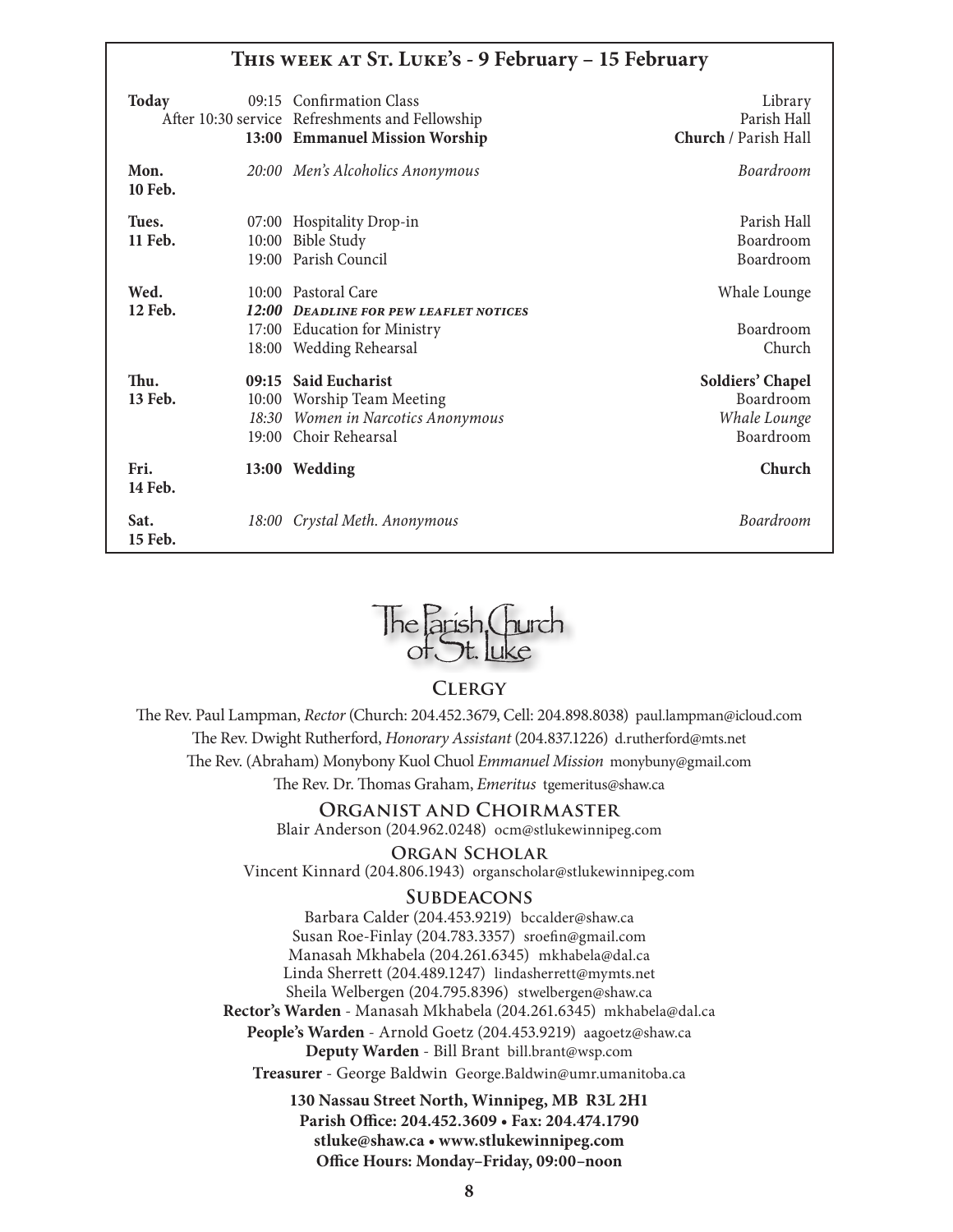## This week at St. Luke's - 9 February – 15 February

| | | | |
|---|---|---|---|
| **Today** | 09:15 | Confirmation Class | Library |
| | After 10:30 service | Refreshments and Fellowship | Parish Hall |
| | **13:00** | **Emmanuel Mission Worship** | **Church** / Parish Hall |
| **Mon. 10 Feb.** | *20:00* | *Men's Alcoholics Anonymous* | *Boardroom* |
| **Tues. 11 Feb.** | 07:00 | Hospitality Drop-in | Parish Hall |
| | 10:00 | Bible Study | Boardroom |
| | 19:00 | Parish Council | Boardroom |
| **Wed. 12 Feb.** | 10:00 | Pastoral Care | Whale Lounge |
| | ***12:00*** | ***Deadline for pew leaflet notices*** | |
| | 17:00 | Education for Ministry | Boardroom |
| | 18:00 | Wedding Rehearsal | Church |
| **Thu. 13 Feb.** | **09:15** | **Said Eucharist** | **Soldiers' Chapel** |
| | 10:00 | Worship Team Meeting | Boardroom |
| | *18:30* | *Women in Narcotics Anonymous* | *Whale Lounge* |
| | 19:00 | Choir Rehearsal | Boardroom |
| **Fri. 14 Feb.** | **13:00** | **Wedding** | **Church** |
| **Sat. 15 Feb.** | *18:00* | *Crystal Meth. Anonymous* | *Boardroom* |

The Parish Church of St. Luke

### Clergy

The Rev. Paul Lampman, *Rector* (Church: 204.452.3679, Cell: 204.898.8038) paul.lampman@icloud.com
The Rev. Dwight Rutherford, *Honorary Assistant* (204.837.1226) d.rutherford@mts.net
The Rev. (Abraham) Monybony Kuol Chuol *Emmanuel Mission* monybuny@gmail.com
The Rev. Dr. Thomas Graham, *Emeritus* tgemeritus@shaw.ca

### Organist and Choirmaster

Blair Anderson (204.962.0248) ocm@stlukewinnipeg.com

### Organ Scholar

Vincent Kinnard (204.806.1943) organscholar@stlukewinnipeg.com

### Subdeacons

Barbara Calder (204.453.9219) bccalder@shaw.ca
Susan Roe-Finlay (204.783.3357) sroefin@gmail.com
Manasah Mkhabela (204.261.6345) mkhabela@dal.ca
Linda Sherrett (204.489.1247) lindasherrett@mymts.net
Sheila Welbergen (204.795.8396) stwelbergen@shaw.ca

**Rector's Warden** - Manasah Mkhabela (204.261.6345) mkhabela@dal.ca
**People's Warden** - Arnold Goetz (204.453.9219) aagoetz@shaw.ca
**Deputy Warden** - Bill Brant bill.brant@wsp.com
**Treasurer** - George Baldwin George.Baldwin@umr.umanitoba.ca

**130 Nassau Street North, Winnipeg, MB R3L 2H1**
**Parish Office: 204.452.3609 • Fax: 204.474.1790**
**stluke@shaw.ca • www.stlukewinnipeg.com**
**Office Hours: Monday–Friday, 09:00–noon**